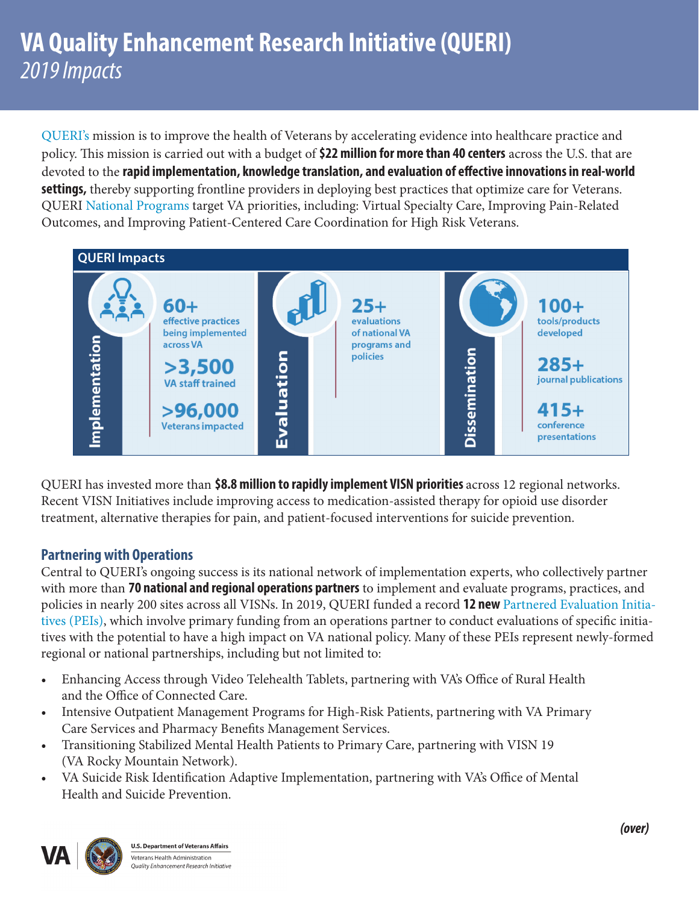# VA Quality Enhancement Research Initiative (QUERI)

*2019 Impacts*

QUERI's mission is to improve the health of Veterans by accelerating evidence into healthcare practice and policy. This mission is carried out with a budget of **$22 million for more than 40 centers** across the U.S. that are devoted to the **rapid implementation, knowledge translation, and evaluation of effective innovations in real-world settings,** thereby supporting frontline providers in deploying best practices that optimize care for Veterans. QUERI National Programs target VA priorities, including: Virtual Specialty Care, Improving Pain-Related Outcomes, and Improving Patient-Centered Care Coordination for High Risk Veterans.

## QUERI Impacts

**Implementation**

- **60+** effective practices being implemented across VA
- **>3,500** VA staff trained
- **>96,000** Veterans impacted

**Evaluation**

- **25+** evaluations of national VA programs and policies

**Dissemination**

- **100+** tools/products developed
- **285+** journal publications
- **415+** conference presentations

QUERI has invested more than **$8.8 million to rapidly implement VISN priorities** across 12 regional networks. Recent VISN Initiatives include improving access to medication-assisted therapy for opioid use disorder treatment, alternative therapies for pain, and patient-focused interventions for suicide prevention.

## Partnering with Operations

Central to QUERI's ongoing success is its national network of implementation experts, who collectively partner with more than **70 national and regional operations partners** to implement and evaluate programs, practices, and policies in nearly 200 sites across all VISNs. In 2019, QUERI funded a record **12 new** Partnered Evaluation Initiatives (PEIs), which involve primary funding from an operations partner to conduct evaluations of specific initiatives with the potential to have a high impact on VA national policy. Many of these PEIs represent newly-formed regional or national partnerships, including but not limited to:

- Enhancing Access through Video Telehealth Tablets, partnering with VA's Office of Rural Health and the Office of Connected Care.
- Intensive Outpatient Management Programs for High-Risk Patients, partnering with VA Primary Care Services and Pharmacy Benefits Management Services.
- Transitioning Stabilized Mental Health Patients to Primary Care, partnering with VISN 19 (VA Rocky Mountain Network).
- VA Suicide Risk Identification Adaptive Implementation, partnering with VA's Office of Mental Health and Suicide Prevention.

***(over)***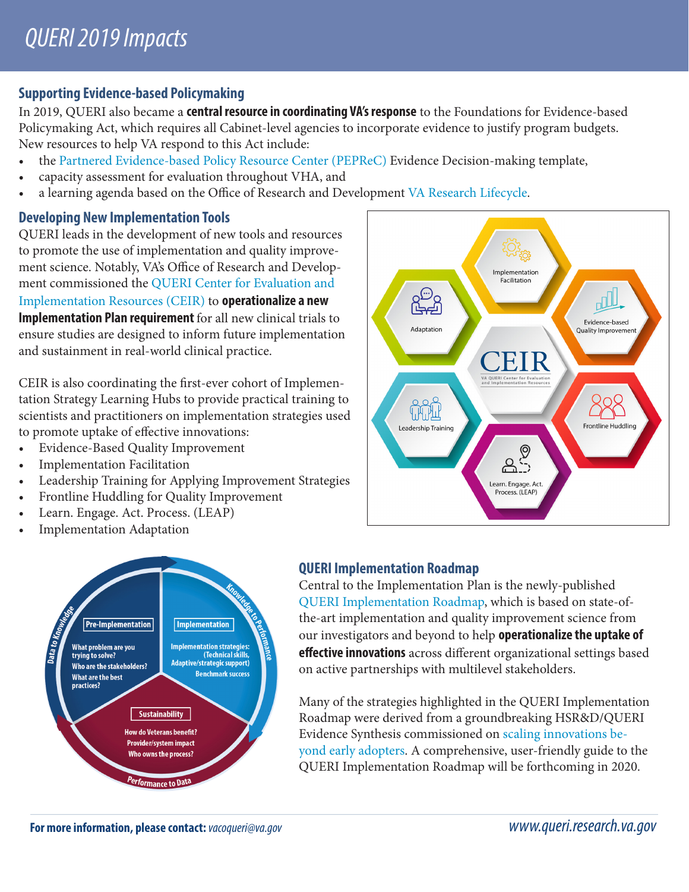# QUERI 2019 Impacts

## Supporting Evidence-based Policymaking

In 2019, QUERI also became a **central resource in coordinating VA's response** to the Foundations for Evidence-based Policymaking Act, which requires all Cabinet-level agencies to incorporate evidence to justify program budgets. New resources to help VA respond to this Act include:

- the Partnered Evidence-based Policy Resource Center (PEPReC) Evidence Decision-making template,
- capacity assessment for evaluation throughout VHA, and
- a learning agenda based on the Office of Research and Development VA Research Lifecycle.

## Developing New Implementation Tools

QUERI leads in the development of new tools and resources to promote the use of implementation and quality improvement science. Notably, VA's Office of Research and Development commissioned the QUERI Center for Evaluation and Implementation Resources (CEIR) to **operationalize a new Implementation Plan requirement** for all new clinical trials to ensure studies are designed to inform future implementation and sustainment in real-world clinical practice.

CEIR is also coordinating the first-ever cohort of Implementation Strategy Learning Hubs to provide practical training to scientists and practitioners on implementation strategies used to promote uptake of effective innovations:

- Evidence-Based Quality Improvement
- Implementation Facilitation
- Leadership Training for Applying Improvement Strategies
- Frontline Huddling for Quality Improvement
- Learn. Engage. Act. Process. (LEAP)
- Implementation Adaptation

CEIR
VA QUERI Center for Evaluation and Implementation Resources
Implementation Facilitation
Evidence-based Quality Improvement
Frontline Huddling
Learn. Engage. Act. Process. (LEAP)
Leadership Training
Adaptation

Data to Knowledge
Knowledge to Performance
Performance to Data
Pre-Implementation
What problem are you trying to solve?
Who are the stakeholders?
What are the best practices?
Implementation
Implementation strategies: (Technical skills, Adaptive/strategic support)
Benchmark success
Sustainability
How do Veterans benefit?
Provider/system impact
Who owns the process?

## QUERI Implementation Roadmap

Central to the Implementation Plan is the newly-published QUERI Implementation Roadmap, which is based on state-of-the-art implementation and quality improvement science from our investigators and beyond to help **operationalize the uptake of effective innovations** across different organizational settings based on active partnerships with multilevel stakeholders.

Many of the strategies highlighted in the QUERI Implementation Roadmap were derived from a groundbreaking HSR&D/QUERI Evidence Synthesis commissioned on scaling innovations beyond early adopters. A comprehensive, user-friendly guide to the QUERI Implementation Roadmap will be forthcoming in 2020.

**For more information, please contact:** *vacoqueri@va.gov*

*www.queri.research.va.gov*